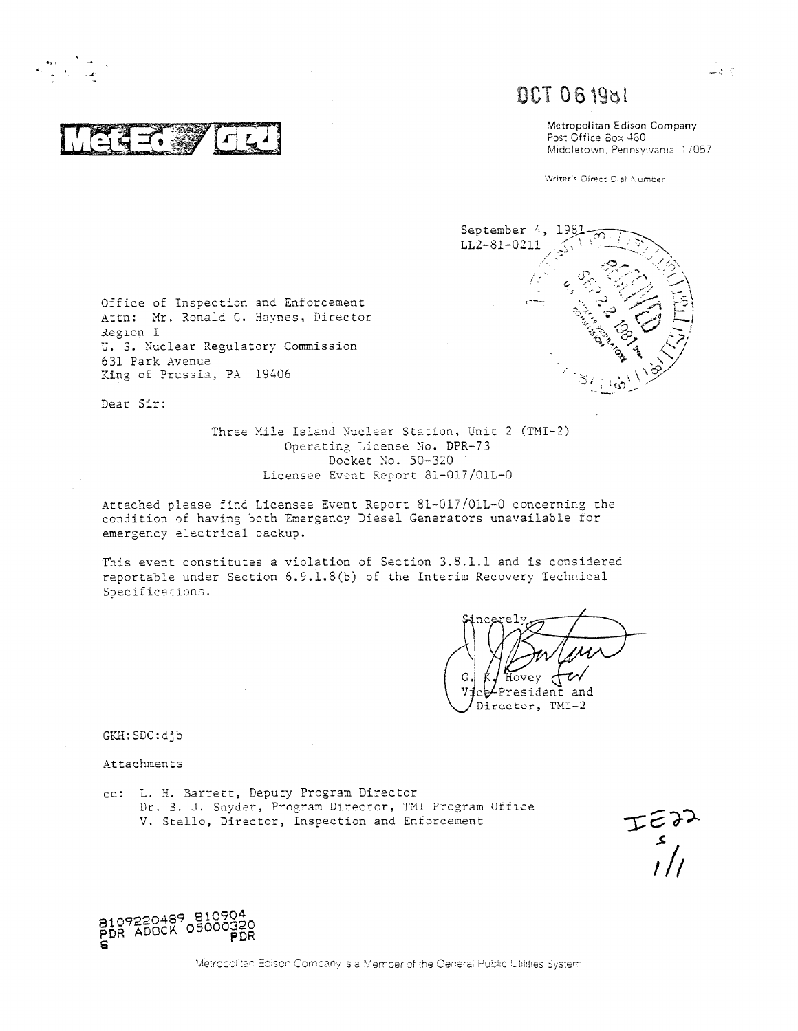Met-Ed / GPU

OCT 06 1981

Metropolitan Edison Company
Post Office Box 480
Middletown, Pennsylvania 17057

Writer's Direct Dial Number

September 4, 1981
LL2-81-0211

RECEIVED SEP 22 1981 U.S. NUCLEAR REGULATORY COMMISSION

Office of Inspection and Enforcement
Attn: Mr. Ronald C. Haynes, Director
Region I
U. S. Nuclear Regulatory Commission
631 Park Avenue
King of Prussia, PA 19406

Dear Sir:

Three Mile Island Nuclear Station, Unit 2 (TMI-2)
Operating License No. DPR-73
Docket No. 50-320
Licensee Event Report 81-017/01L-0

Attached please find Licensee Event Report 81-017/01L-0 concerning the condition of having both Emergency Diesel Generators unavailable for emergency electrical backup.

This event constitutes a violation of Section 3.8.1.1 and is considered reportable under Section 6.9.1.8(b) of the Interim Recovery Technical Specifications.

Sincerely,

G. K. Hovey
Vice-President and
Director, TMI-2

GKH:SDC:djb

Attachments

cc: L. H. Barrett, Deputy Program Director
Dr. B. J. Snyder, Program Director, TMI Program Office
V. Stello, Director, Inspection and Enforcement

IE22
s
1/1

8109220489 810904
PDR ADOCK 05000320
S PDR

Metropolitan Edison Company is a Member of the General Public Utilities System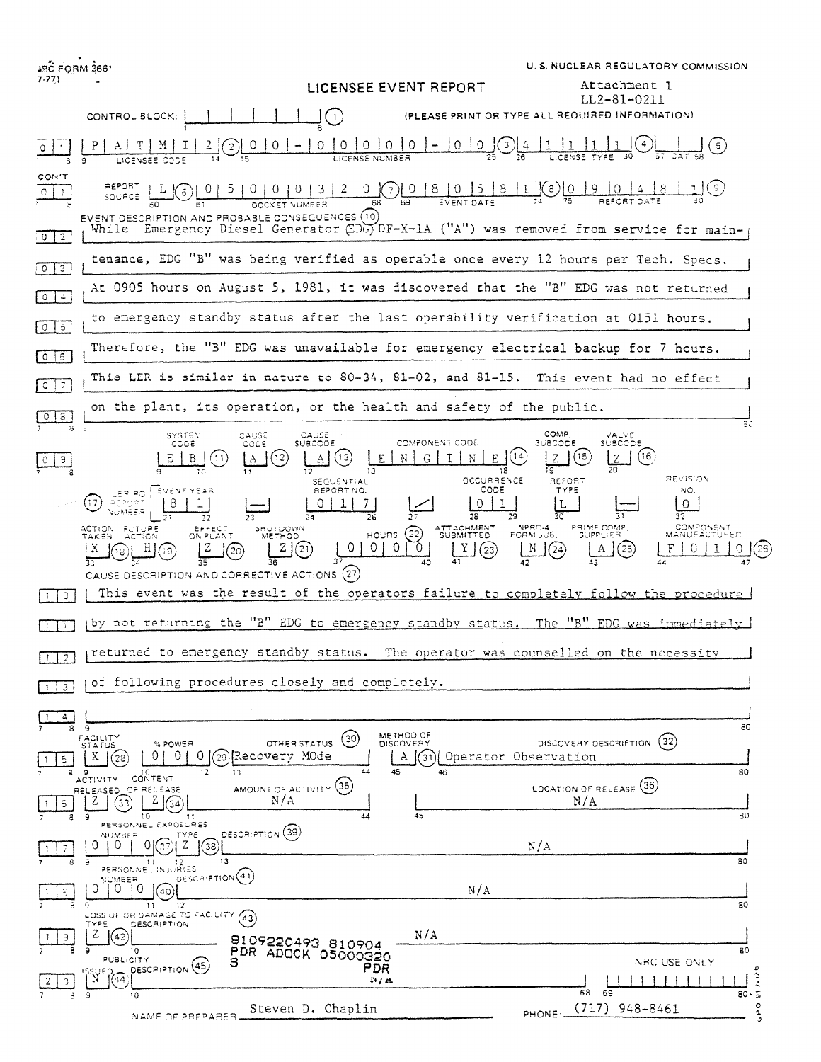NRC FORM 366
(7-77)

U. S. NUCLEAR REGULATORY COMMISSION

# LICENSEE EVENT REPORT

Attachment 1
LL2-81-0211

CONTROL BLOCK: | | | | | | | (1) (PLEASE PRINT OR TYPE ALL REQUIRED INFORMATION)

| Field | Value |
|---|---|
| 01 LICENSEE CODE (2) | P A T M I 2 |
| LICENSE NUMBER (3) | 0 0 - 0 0 0 0 0 - 0 0 |
| LICENSE TYPE (4) | 4 1 1 1 1 |
| CAT (5) | |
| CON'T 01 REPORT SOURCE (6) | L |
| DOCKET NUMBER (7) | 0 5 0 0 0 3 2 0 |
| EVENT DATE (8) | 0 8 0 5 8 1 |
| REPORT DATE (9) | 0 9 0 4 8 1 |

**EVENT DESCRIPTION AND PROBABLE CONSEQUENCES (10)**

02 While Emergency Diesel Generator (EDG) DF-X-1A ("A") was removed from service for main-
03 tenance, EDG "B" was being verified as operable once every 12 hours per Tech. Specs.
04 At 0905 hours on August 5, 1981, it was discovered that the "B" EDG was not returned
05 to emergency standby status after the last operability verification at 0151 hours.
06 Therefore, the "B" EDG was unavailable for emergency electrical backup for 7 hours.
07 This LER is similar in nature to 80-34, 81-02, and 81-15. This event had no effect
08 on the plant, its operation, or the health and safety of the public.

| 09 | SYSTEM CODE | CAUSE CODE | CAUSE SUBCODE | COMPONENT CODE | COMP SUBCODE | VALVE SUBCODE |
|---|---|---|---|---|---|---|
| | E B (11) | A (12) | A (13) | E N G I N E (14) | Z (15) | Z (16) |

| (17) LER/RO REPORT NUMBER | EVENT YEAR | | SEQUENTIAL REPORT NO. | | OCCURRENCE CODE | REPORT TYPE | | REVISION NO. |
|---|---|---|---|---|---|---|---|---|
| | 8 1 | — | 0 1 7 | / | 0 1 | L | — | 0 |

| ACTION TAKEN | FUTURE ACTION | EFFECT ON PLANT | SHUTDOWN METHOD | HOURS (22) | ATTACHMENT SUBMITTED | NPRD-4 FORM SUB. | PRIME COMP. SUPPLIER | COMPONENT MANUFACTURER |
|---|---|---|---|---|---|---|---|---|
| X (18) | H (19) | Z (20) | Z (21) | 0 0 0 0 | Y (23) | N (24) | A (25) | F 0 1 0 (26) |

**CAUSE DESCRIPTION AND CORRECTIVE ACTIONS (27)**

10 This event was the result of the operators failure to completely follow the procedure
11 by not returning the "B" EDG to emergency standby status. The "B" EDG was immediately
12 returned to emergency standby status. The operator was counselled on the necessity
13 of following procedures closely and completely.
14

| 15 | FACILITY STATUS | % POWER | OTHER STATUS (30) | METHOD OF DISCOVERY | DISCOVERY DESCRIPTION (32) |
|---|---|---|---|---|---|
| | X (28) | 0 0 0 (29) | Recovery MOde | A (31) | Operator Observation |

| 16 | ACTIVITY RELEASED | CONTENT OF RELEASE | AMOUNT OF ACTIVITY (35) | LOCATION OF RELEASE (36) |
|---|---|---|---|---|
| | Z (33) | Z (34) | N/A | N/A |

| 17 PERSONNEL EXPOSURES | NUMBER | TYPE | DESCRIPTION (39) |
|---|---|---|---|
| | 0 0 0 (37) | Z (38) | N/A |

| 18 PERSONNEL INJURIES | NUMBER | DESCRIPTION (41) |
|---|---|---|
| | 0 0 0 (40) | N/A |

| 19 LOSS OF OR DAMAGE TO FACILITY (43) | TYPE | DESCRIPTION |
|---|---|---|
| | Z (42) | N/A |

8109220493 810904
PDR ADOCK 05000320
S PDR

| 20 PUBLICITY | ISSUED | DESCRIPTION (45) | NRC USE ONLY |
|---|---|---|---|
| | N (44) | N/A | |

NAME OF PREPARER Steven D. Chaplin PHONE: (717) 948-8461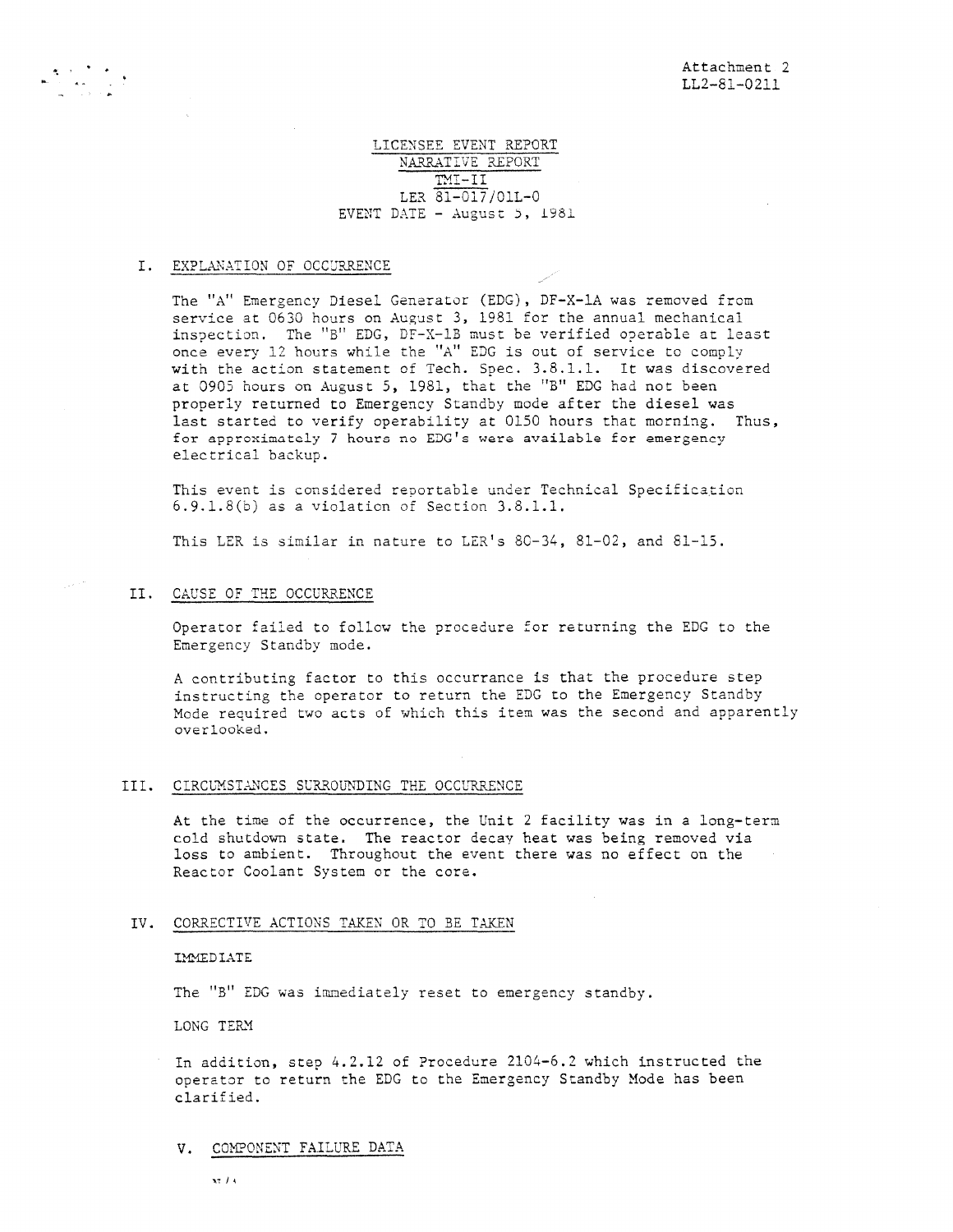Attachment 2
LL2-81-0211

LICENSEE EVENT REPORT
NARRATIVE REPORT
TMI-II
LER 81-017/01L-0
EVENT DATE - August 5, 1981

## I. EXPLANATION OF OCCURRENCE

The "A" Emergency Diesel Generator (EDG), DF-X-1A was removed from service at 0630 hours on August 3, 1981 for the annual mechanical inspection. The "B" EDG, DF-X-1B must be verified operable at least once every 12 hours while the "A" EDG is out of service to comply with the action statement of Tech. Spec. 3.8.1.1. It was discovered at 0905 hours on August 5, 1981, that the "B" EDG had not been properly returned to Emergency Standby mode after the diesel was last started to verify operability at 0150 hours that morning. Thus, for approximately 7 hours no EDG's were available for emergency electrical backup.

This event is considered reportable under Technical Specification 6.9.1.8(b) as a violation of Section 3.8.1.1.

This LER is similar in nature to LER's 80-34, 81-02, and 81-15.

## II. CAUSE OF THE OCCURRENCE

Operator failed to follow the procedure for returning the EDG to the Emergency Standby mode.

A contributing factor to this occurrance is that the procedure step instructing the operator to return the EDG to the Emergency Standby Mode required two acts of which this item was the second and apparently overlooked.

## III. CIRCUMSTANCES SURROUNDING THE OCCURRENCE

At the time of the occurrence, the Unit 2 facility was in a long-term cold shutdown state. The reactor decay heat was being removed via loss to ambient. Throughout the event there was no effect on the Reactor Coolant System or the core.

## IV. CORRECTIVE ACTIONS TAKEN OR TO BE TAKEN

IMMEDIATE

The "B" EDG was immediately reset to emergency standby.

LONG TERM

In addition, step 4.2.12 of Procedure 2104-6.2 which instructed the operator to return the EDG to the Emergency Standby Mode has been clarified.

## V. COMPONENT FAILURE DATA

N/A